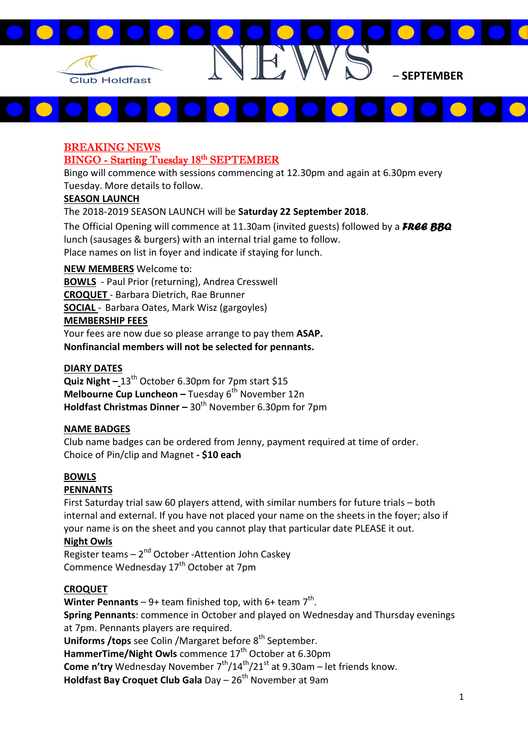Club Holdfast

# NEWS – SEPTEMBER

## BREAKING NEWS

## BINGO - Starting Tuesday 18th SEPTEMBER

Bingo will commence with sessions commencing at 12.30pm and again at 6.30pm every Tuesday. More details to follow.

**SEASON LAUNCH**

The 2018-2019 SEASON LAUNCH will be **Saturday 22 September 2018**.

The Official Opening will commence at 11.30am (invited guests) followed by a ***FREE BBQ*** lunch (sausages & burgers) with an internal trial game to follow.
Place names on list in foyer and indicate if staying for lunch.

**NEW MEMBERS** Welcome to:
**BOWLS** - Paul Prior (returning), Andrea Cresswell
**CROQUET** - Barbara Dietrich, Rae Brunner
**SOCIAL** - Barbara Oates, Mark Wisz (gargoyles)

**MEMBERSHIP FEES**
Your fees are now due so please arrange to pay them **ASAP.**
**Nonfinancial members will not be selected for pennants.**

**DIARY DATES**
**Quiz Night –** 13th October 6.30pm for 7pm start $15
**Melbourne Cup Luncheon –** Tuesday 6th November 12n
**Holdfast Christmas Dinner –** 30th November 6.30pm for 7pm

**NAME BADGES**
Club name badges can be ordered from Jenny, payment required at time of order.
Choice of Pin/clip and Magnet **- $10 each**

**BOWLS**

**PENNANTS**
First Saturday trial saw 60 players attend, with similar numbers for future trials – both internal and external. If you have not placed your name on the sheets in the foyer; also if your name is on the sheet and you cannot play that particular date PLEASE it out.

**Night Owls**
Register teams – 2nd October -Attention John Caskey
Commence Wednesday 17th October at 7pm

**CROQUET**
**Winter Pennants** – 9+ team finished top, with 6+ team 7th.
**Spring Pennants**: commence in October and played on Wednesday and Thursday evenings at 7pm. Pennants players are required.
**Uniforms /tops** see Colin /Margaret before 8th September.
**HammerTime/Night Owls** commence 17th October at 6.30pm
**Come n'try** Wednesday November 7th/14th/21st at 9.30am – let friends know.
**Holdfast Bay Croquet Club Gala** Day – 26th November at 9am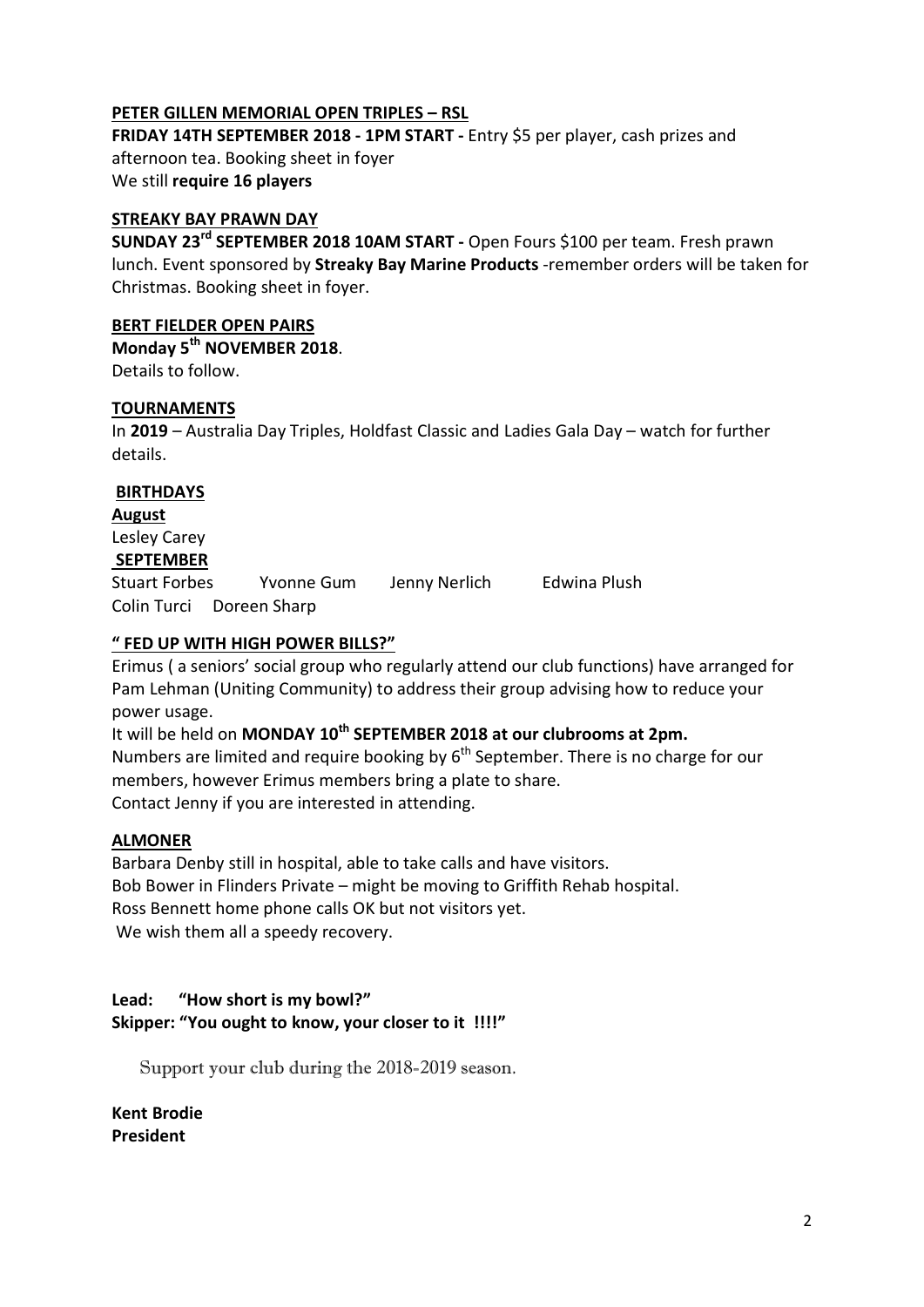**PETER GILLEN MEMORIAL OPEN TRIPLES – RSL**

**FRIDAY 14TH SEPTEMBER 2018 - 1PM START -** Entry $5 per player, cash prizes and afternoon tea. Booking sheet in foyer
We still **require 16 players**

**STREAKY BAY PRAWN DAY**

**SUNDAY 23rd SEPTEMBER 2018 10AM START -** Open Fours $100 per team. Fresh prawn lunch. Event sponsored by **Streaky Bay Marine Products** -remember orders will be taken for Christmas. Booking sheet in foyer.

**BERT FIELDER OPEN PAIRS**

**Monday 5th NOVEMBER 2018**.
Details to follow.

**TOURNAMENTS**

In **2019** – Australia Day Triples, Holdfast Classic and Ladies Gala Day – watch for further details.

**BIRTHDAYS**

**August**
Lesley Carey

**SEPTEMBER**
Stuart Forbes Yvonne Gum Jenny Nerlich Edwina Plush
Colin Turci Doreen Sharp

**" FED UP WITH HIGH POWER BILLS?"**

Erimus ( a seniors' social group who regularly attend our club functions) have arranged for Pam Lehman (Uniting Community) to address their group advising how to reduce your power usage.
It will be held on **MONDAY 10th SEPTEMBER 2018 at our clubrooms at 2pm.**
Numbers are limited and require booking by 6th September. There is no charge for our members, however Erimus members bring a plate to share.
Contact Jenny if you are interested in attending.

**ALMONER**

Barbara Denby still in hospital, able to take calls and have visitors.
Bob Bower in Flinders Private – might be moving to Griffith Rehab hospital.
Ross Bennett home phone calls OK but not visitors yet.
We wish them all a speedy recovery.

**Lead: "How short is my bowl?"**
**Skipper: "You ought to know, your closer to it !!!!"**

Support your club during the 2018-2019 season.

**Kent Brodie**
**President**